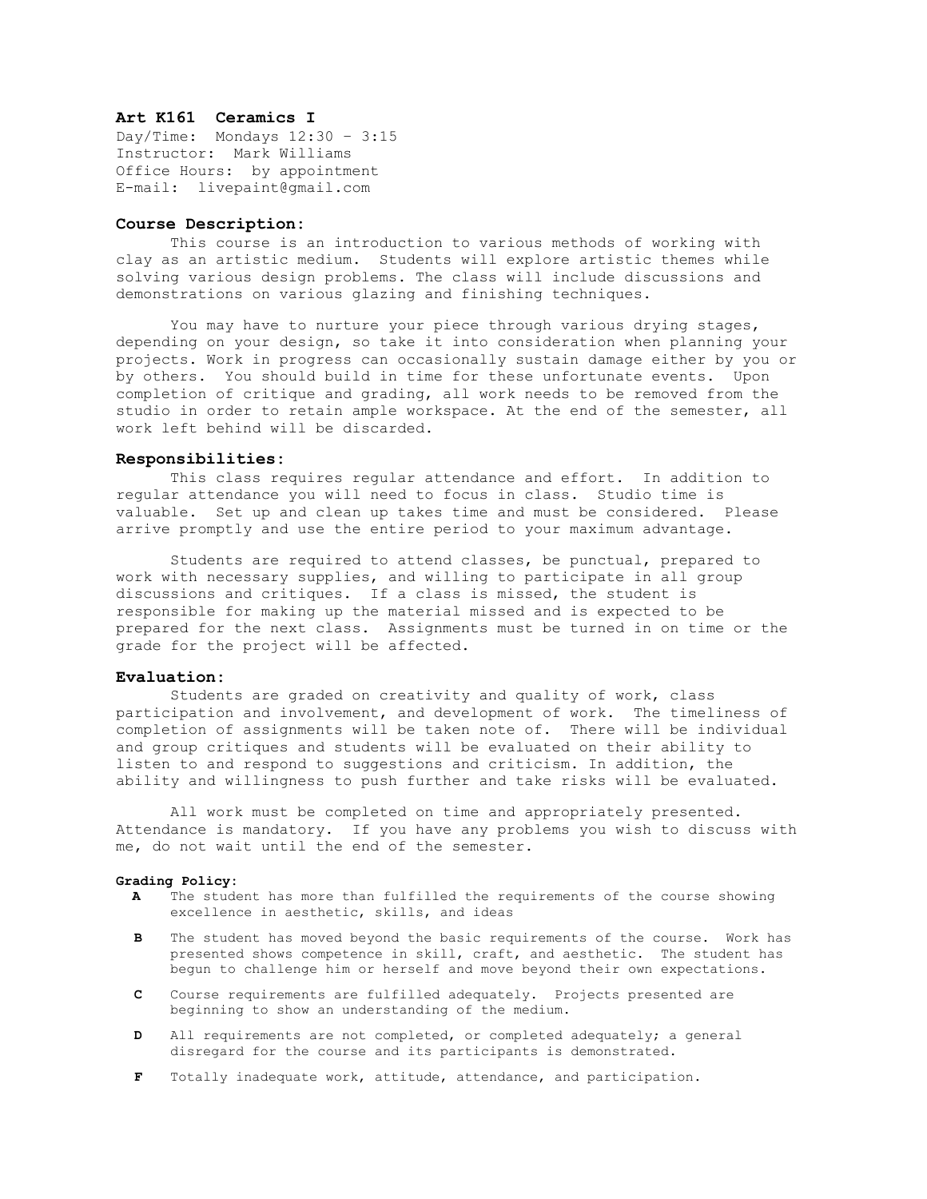# Art K161 Ceramics I

Day/Time: Mondays 12:30 – 3:15
Instructor: Mark Williams
Office Hours: by appointment
E-mail: livepaint@gmail.com

## Course Description:

This course is an introduction to various methods of working with clay as an artistic medium. Students will explore artistic themes while solving various design problems. The class will include discussions and demonstrations on various glazing and finishing techniques.

You may have to nurture your piece through various drying stages, depending on your design, so take it into consideration when planning your projects. Work in progress can occasionally sustain damage either by you or by others. You should build in time for these unfortunate events. Upon completion of critique and grading, all work needs to be removed from the studio in order to retain ample workspace. At the end of the semester, all work left behind will be discarded.

## Responsibilities:

This class requires regular attendance and effort. In addition to regular attendance you will need to focus in class. Studio time is valuable. Set up and clean up takes time and must be considered. Please arrive promptly and use the entire period to your maximum advantage.

Students are required to attend classes, be punctual, prepared to work with necessary supplies, and willing to participate in all group discussions and critiques. If a class is missed, the student is responsible for making up the material missed and is expected to be prepared for the next class. Assignments must be turned in on time or the grade for the project will be affected.

## Evaluation:

Students are graded on creativity and quality of work, class participation and involvement, and development of work. The timeliness of completion of assignments will be taken note of. There will be individual and group critiques and students will be evaluated on their ability to listen to and respond to suggestions and criticism. In addition, the ability and willingness to push further and take risks will be evaluated.

All work must be completed on time and appropriately presented. Attendance is mandatory. If you have any problems you wish to discuss with me, do not wait until the end of the semester.

### Grading Policy:

- **A** The student has more than fulfilled the requirements of the course showing excellence in aesthetic, skills, and ideas
- **B** The student has moved beyond the basic requirements of the course. Work has presented shows competence in skill, craft, and aesthetic. The student has begun to challenge him or herself and move beyond their own expectations.
- **C** Course requirements are fulfilled adequately. Projects presented are beginning to show an understanding of the medium.
- **D** All requirements are not completed, or completed adequately; a general disregard for the course and its participants is demonstrated.
- **F** Totally inadequate work, attitude, attendance, and participation.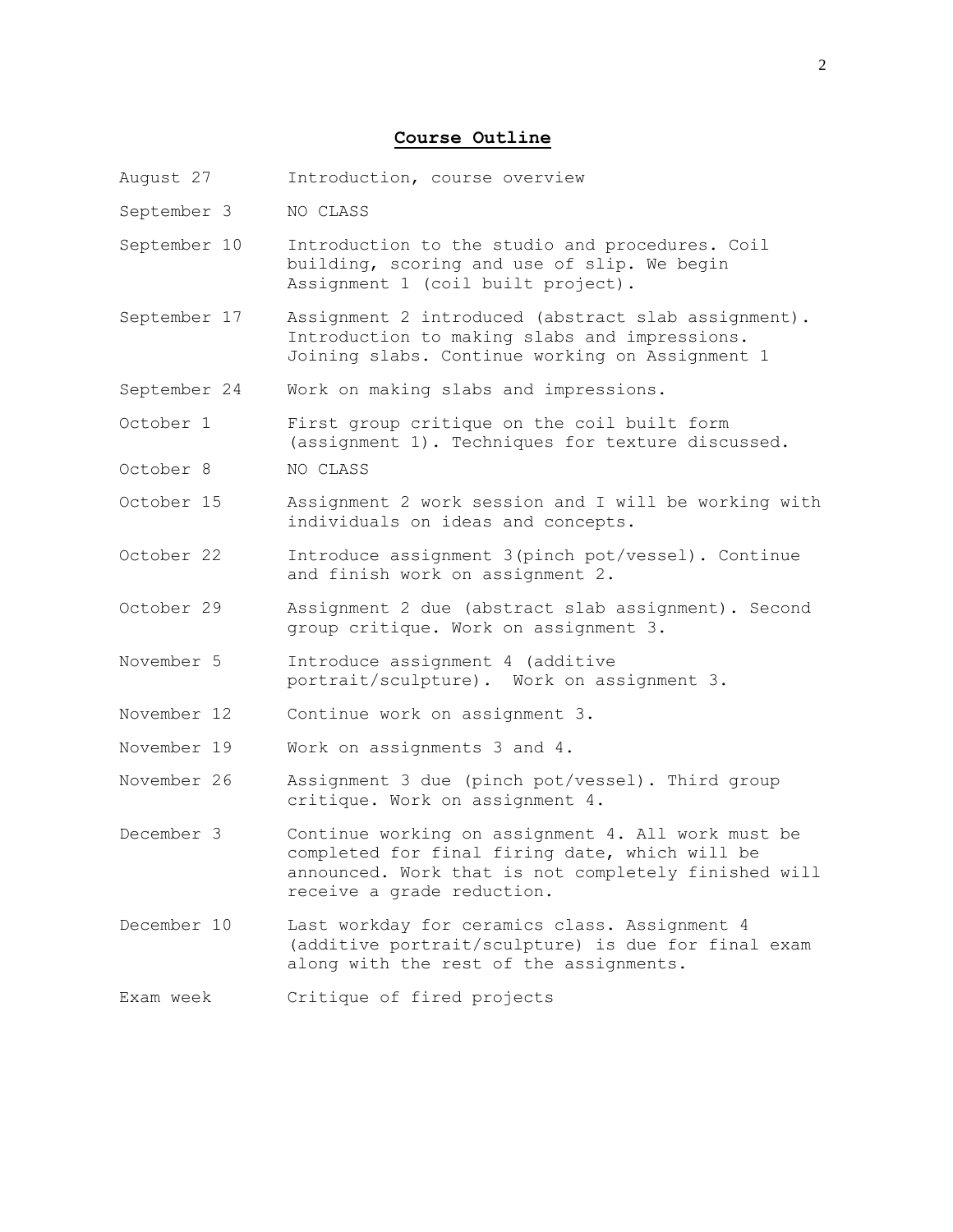## Course Outline

| | |
|---|---|
| August 27 | Introduction, course overview |
| September 3 | NO CLASS |
| September 10 | Introduction to the studio and procedures. Coil building, scoring and use of slip. We begin Assignment 1 (coil built project). |
| September 17 | Assignment 2 introduced (abstract slab assignment). Introduction to making slabs and impressions. Joining slabs. Continue working on Assignment 1 |
| September 24 | Work on making slabs and impressions. |
| October 1 | First group critique on the coil built form (assignment 1). Techniques for texture discussed. |
| October 8 | NO CLASS |
| October 15 | Assignment 2 work session and I will be working with individuals on ideas and concepts. |
| October 22 | Introduce assignment 3(pinch pot/vessel). Continue and finish work on assignment 2. |
| October 29 | Assignment 2 due (abstract slab assignment). Second group critique. Work on assignment 3. |
| November 5 | Introduce assignment 4 (additive portrait/sculpture). Work on assignment 3. |
| November 12 | Continue work on assignment 3. |
| November 19 | Work on assignments 3 and 4. |
| November 26 | Assignment 3 due (pinch pot/vessel). Third group critique. Work on assignment 4. |
| December 3 | Continue working on assignment 4. All work must be completed for final firing date, which will be announced. Work that is not completely finished will receive a grade reduction. |
| December 10 | Last workday for ceramics class. Assignment 4 (additive portrait/sculpture) is due for final exam along with the rest of the assignments. |
| Exam week | Critique of fired projects |